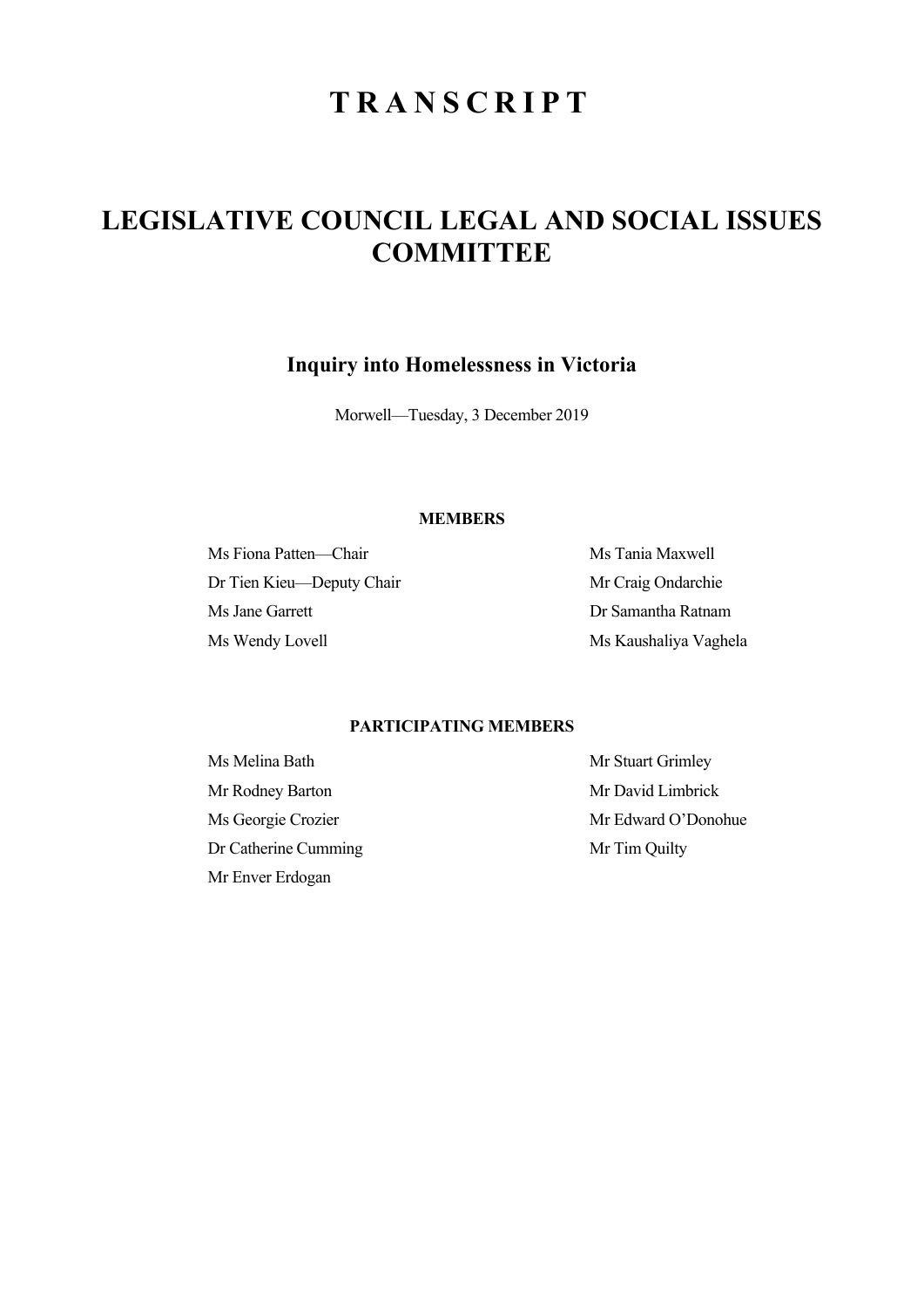# TRANSCRIPT

# LEGISLATIVE COUNCIL LEGAL AND SOCIAL ISSUES COMMITTEE

## Inquiry into Homelessness in Victoria

Morwell—Tuesday, 3 December 2019

### MEMBERS

Ms Fiona Patten—Chair

Dr Tien Kieu—Deputy Chair

Ms Jane Garrett

Ms Wendy Lovell

Ms Tania Maxwell

Mr Craig Ondarchie

Dr Samantha Ratnam

Ms Kaushaliya Vaghela

### PARTICIPATING MEMBERS

Ms Melina Bath

Mr Rodney Barton

Ms Georgie Crozier

Dr Catherine Cumming

Mr Enver Erdogan

Mr Stuart Grimley

Mr David Limbrick

Mr Edward O'Donohue

Mr Tim Quilty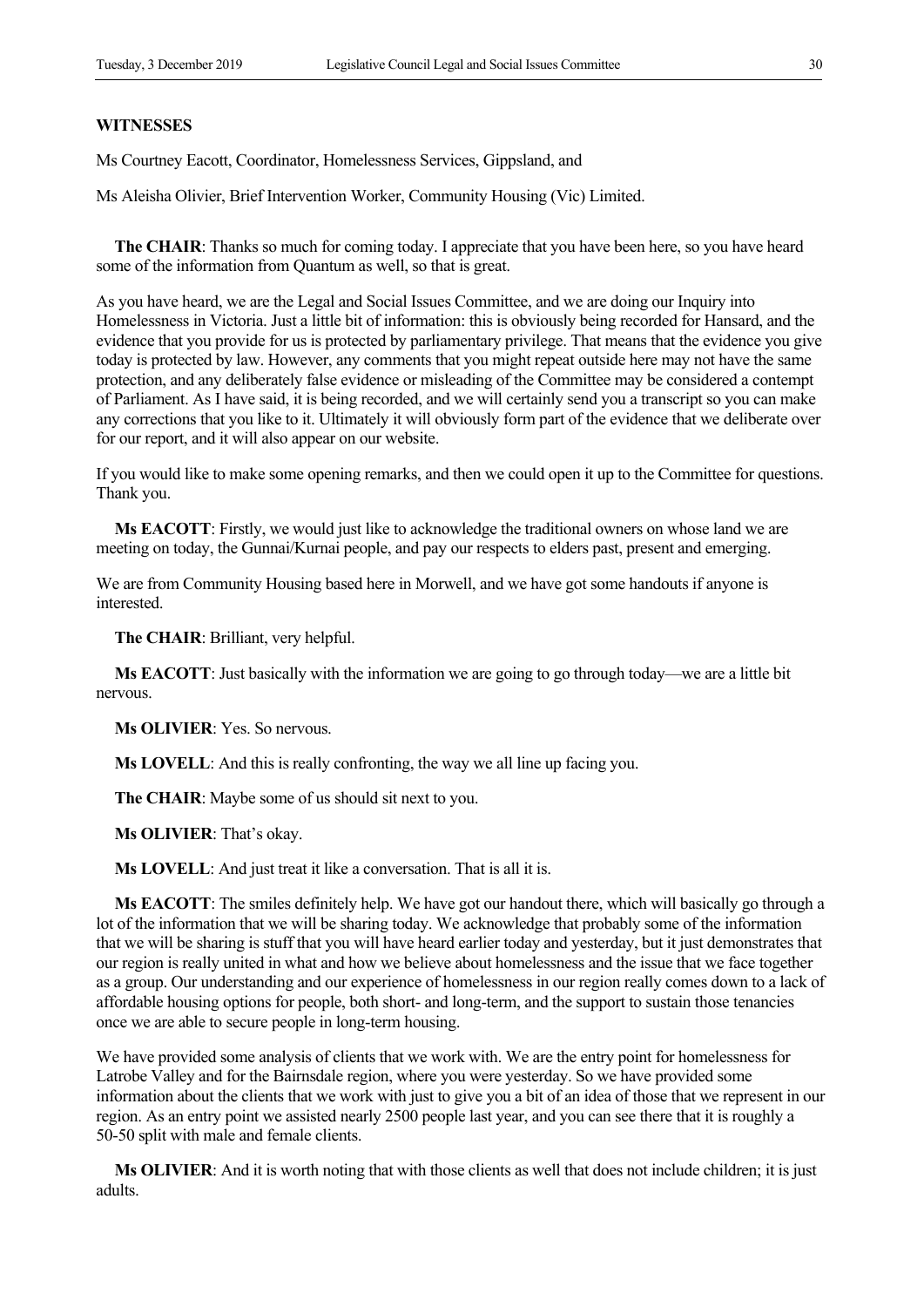**WITNESSES**

Ms Courtney Eacott, Coordinator, Homelessness Services, Gippsland, and

Ms Aleisha Olivier, Brief Intervention Worker, Community Housing (Vic) Limited.

**The CHAIR**: Thanks so much for coming today. I appreciate that you have been here, so you have heard some of the information from Quantum as well, so that is great.

As you have heard, we are the Legal and Social Issues Committee, and we are doing our Inquiry into Homelessness in Victoria. Just a little bit of information: this is obviously being recorded for Hansard, and the evidence that you provide for us is protected by parliamentary privilege. That means that the evidence you give today is protected by law. However, any comments that you might repeat outside here may not have the same protection, and any deliberately false evidence or misleading of the Committee may be considered a contempt of Parliament. As I have said, it is being recorded, and we will certainly send you a transcript so you can make any corrections that you like to it. Ultimately it will obviously form part of the evidence that we deliberate over for our report, and it will also appear on our website.

If you would like to make some opening remarks, and then we could open it up to the Committee for questions. Thank you.

**Ms EACOTT**: Firstly, we would just like to acknowledge the traditional owners on whose land we are meeting on today, the Gunnai/Kurnai people, and pay our respects to elders past, present and emerging.

We are from Community Housing based here in Morwell, and we have got some handouts if anyone is interested.

**The CHAIR**: Brilliant, very helpful.

**Ms EACOTT**: Just basically with the information we are going to go through today—we are a little bit nervous.

**Ms OLIVIER**: Yes. So nervous.

**Ms LOVELL**: And this is really confronting, the way we all line up facing you.

**The CHAIR**: Maybe some of us should sit next to you.

**Ms OLIVIER**: That's okay.

**Ms LOVELL**: And just treat it like a conversation. That is all it is.

**Ms EACOTT**: The smiles definitely help. We have got our handout there, which will basically go through a lot of the information that we will be sharing today. We acknowledge that probably some of the information that we will be sharing is stuff that you will have heard earlier today and yesterday, but it just demonstrates that our region is really united in what and how we believe about homelessness and the issue that we face together as a group. Our understanding and our experience of homelessness in our region really comes down to a lack of affordable housing options for people, both short- and long-term, and the support to sustain those tenancies once we are able to secure people in long-term housing.

We have provided some analysis of clients that we work with. We are the entry point for homelessness for Latrobe Valley and for the Bairnsdale region, where you were yesterday. So we have provided some information about the clients that we work with just to give you a bit of an idea of those that we represent in our region. As an entry point we assisted nearly 2500 people last year, and you can see there that it is roughly a 50-50 split with male and female clients.

**Ms OLIVIER**: And it is worth noting that with those clients as well that does not include children; it is just adults.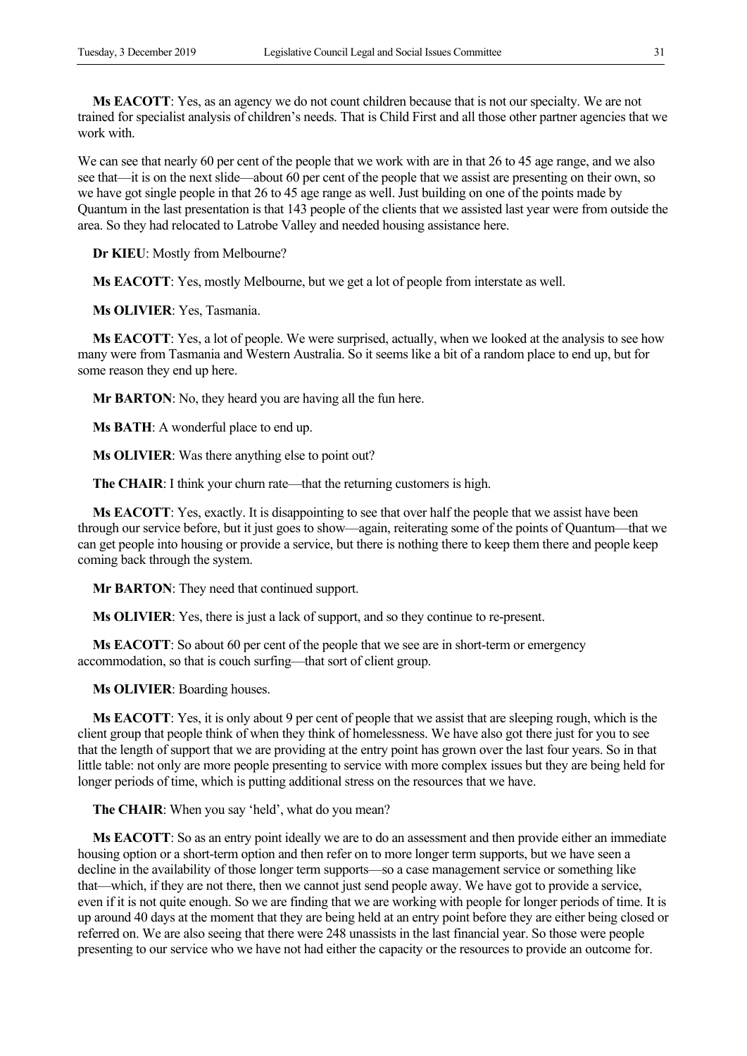**Ms EACOTT**: Yes, as an agency we do not count children because that is not our specialty. We are not trained for specialist analysis of children's needs. That is Child First and all those other partner agencies that we work with.

We can see that nearly 60 per cent of the people that we work with are in that 26 to 45 age range, and we also see that—it is on the next slide—about 60 per cent of the people that we assist are presenting on their own, so we have got single people in that 26 to 45 age range as well. Just building on one of the points made by Quantum in the last presentation is that 143 people of the clients that we assisted last year were from outside the area. So they had relocated to Latrobe Valley and needed housing assistance here.

**Dr KIEU**: Mostly from Melbourne?

**Ms EACOTT**: Yes, mostly Melbourne, but we get a lot of people from interstate as well.

**Ms OLIVIER**: Yes, Tasmania.

**Ms EACOTT**: Yes, a lot of people. We were surprised, actually, when we looked at the analysis to see how many were from Tasmania and Western Australia. So it seems like a bit of a random place to end up, but for some reason they end up here.

**Mr BARTON**: No, they heard you are having all the fun here.

**Ms BATH**: A wonderful place to end up.

**Ms OLIVIER**: Was there anything else to point out?

**The CHAIR**: I think your churn rate—that the returning customers is high.

**Ms EACOTT**: Yes, exactly. It is disappointing to see that over half the people that we assist have been through our service before, but it just goes to show—again, reiterating some of the points of Quantum—that we can get people into housing or provide a service, but there is nothing there to keep them there and people keep coming back through the system.

**Mr BARTON**: They need that continued support.

**Ms OLIVIER**: Yes, there is just a lack of support, and so they continue to re-present.

**Ms EACOTT**: So about 60 per cent of the people that we see are in short-term or emergency accommodation, so that is couch surfing—that sort of client group.

**Ms OLIVIER**: Boarding houses.

**Ms EACOTT**: Yes, it is only about 9 per cent of people that we assist that are sleeping rough, which is the client group that people think of when they think of homelessness. We have also got there just for you to see that the length of support that we are providing at the entry point has grown over the last four years. So in that little table: not only are more people presenting to service with more complex issues but they are being held for longer periods of time, which is putting additional stress on the resources that we have.

**The CHAIR**: When you say 'held', what do you mean?

**Ms EACOTT**: So as an entry point ideally we are to do an assessment and then provide either an immediate housing option or a short-term option and then refer on to more longer term supports, but we have seen a decline in the availability of those longer term supports—so a case management service or something like that—which, if they are not there, then we cannot just send people away. We have got to provide a service, even if it is not quite enough. So we are finding that we are working with people for longer periods of time. It is up around 40 days at the moment that they are being held at an entry point before they are either being closed or referred on. We are also seeing that there were 248 unassists in the last financial year. So those were people presenting to our service who we have not had either the capacity or the resources to provide an outcome for.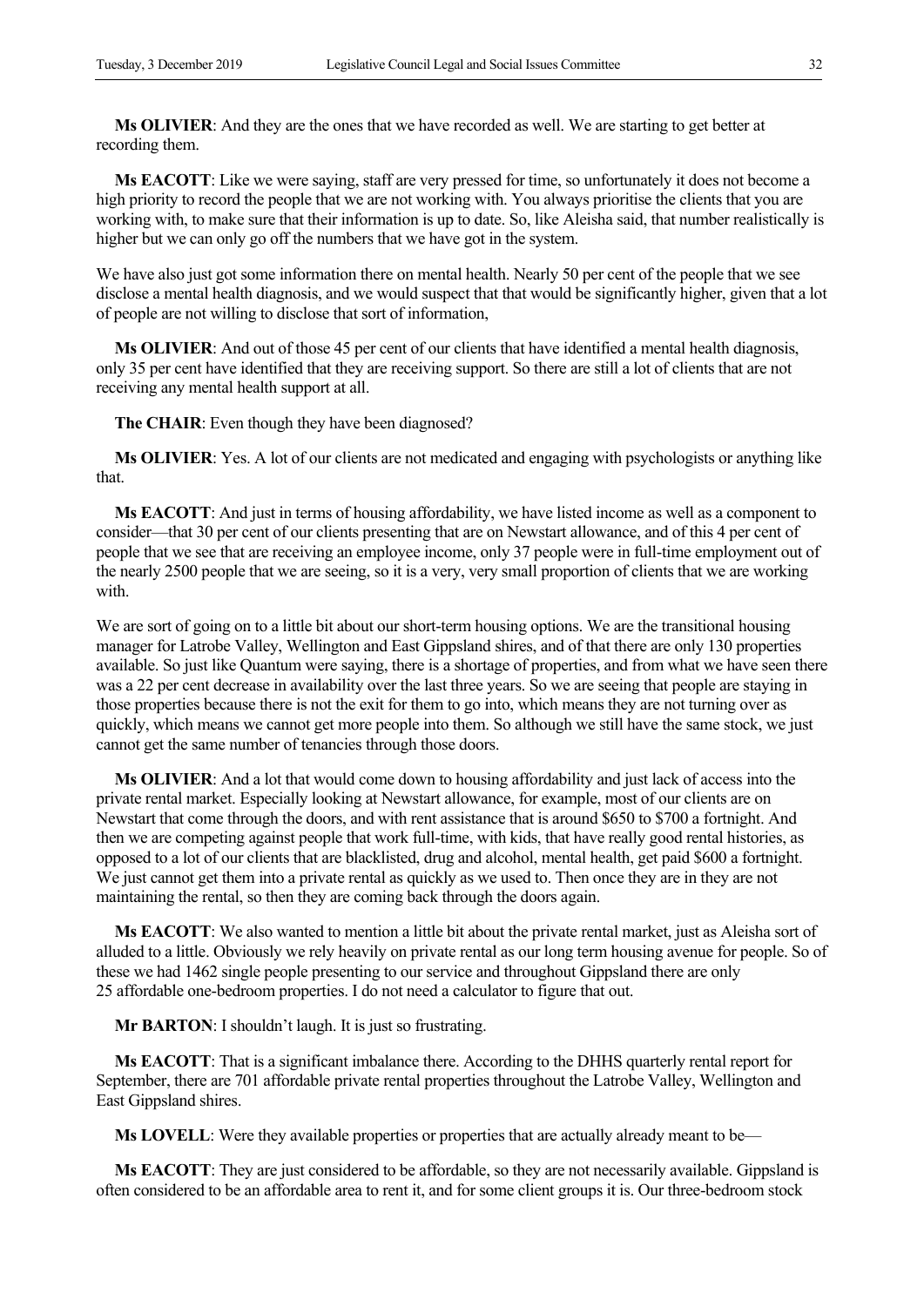**Ms OLIVIER**: And they are the ones that we have recorded as well. We are starting to get better at recording them.

**Ms EACOTT**: Like we were saying, staff are very pressed for time, so unfortunately it does not become a high priority to record the people that we are not working with. You always prioritise the clients that you are working with, to make sure that their information is up to date. So, like Aleisha said, that number realistically is higher but we can only go off the numbers that we have got in the system.

We have also just got some information there on mental health. Nearly 50 per cent of the people that we see disclose a mental health diagnosis, and we would suspect that that would be significantly higher, given that a lot of people are not willing to disclose that sort of information,

**Ms OLIVIER**: And out of those 45 per cent of our clients that have identified a mental health diagnosis, only 35 per cent have identified that they are receiving support. So there are still a lot of clients that are not receiving any mental health support at all.

**The CHAIR**: Even though they have been diagnosed?

**Ms OLIVIER**: Yes. A lot of our clients are not medicated and engaging with psychologists or anything like that.

**Ms EACOTT**: And just in terms of housing affordability, we have listed income as well as a component to consider—that 30 per cent of our clients presenting that are on Newstart allowance, and of this 4 per cent of people that we see that are receiving an employee income, only 37 people were in full-time employment out of the nearly 2500 people that we are seeing, so it is a very, very small proportion of clients that we are working with.

We are sort of going on to a little bit about our short-term housing options. We are the transitional housing manager for Latrobe Valley, Wellington and East Gippsland shires, and of that there are only 130 properties available. So just like Quantum were saying, there is a shortage of properties, and from what we have seen there was a 22 per cent decrease in availability over the last three years. So we are seeing that people are staying in those properties because there is not the exit for them to go into, which means they are not turning over as quickly, which means we cannot get more people into them. So although we still have the same stock, we just cannot get the same number of tenancies through those doors.

**Ms OLIVIER**: And a lot that would come down to housing affordability and just lack of access into the private rental market. Especially looking at Newstart allowance, for example, most of our clients are on Newstart that come through the doors, and with rent assistance that is around $650 to $700 a fortnight. And then we are competing against people that work full-time, with kids, that have really good rental histories, as opposed to a lot of our clients that are blacklisted, drug and alcohol, mental health, get paid $600 a fortnight. We just cannot get them into a private rental as quickly as we used to. Then once they are in they are not maintaining the rental, so then they are coming back through the doors again.

**Ms EACOTT**: We also wanted to mention a little bit about the private rental market, just as Aleisha sort of alluded to a little. Obviously we rely heavily on private rental as our long term housing avenue for people. So of these we had 1462 single people presenting to our service and throughout Gippsland there are only 25 affordable one-bedroom properties. I do not need a calculator to figure that out.

**Mr BARTON**: I shouldn't laugh. It is just so frustrating.

**Ms EACOTT**: That is a significant imbalance there. According to the DHHS quarterly rental report for September, there are 701 affordable private rental properties throughout the Latrobe Valley, Wellington and East Gippsland shires.

**Ms LOVELL**: Were they available properties or properties that are actually already meant to be—

**Ms EACOTT**: They are just considered to be affordable, so they are not necessarily available. Gippsland is often considered to be an affordable area to rent it, and for some client groups it is. Our three-bedroom stock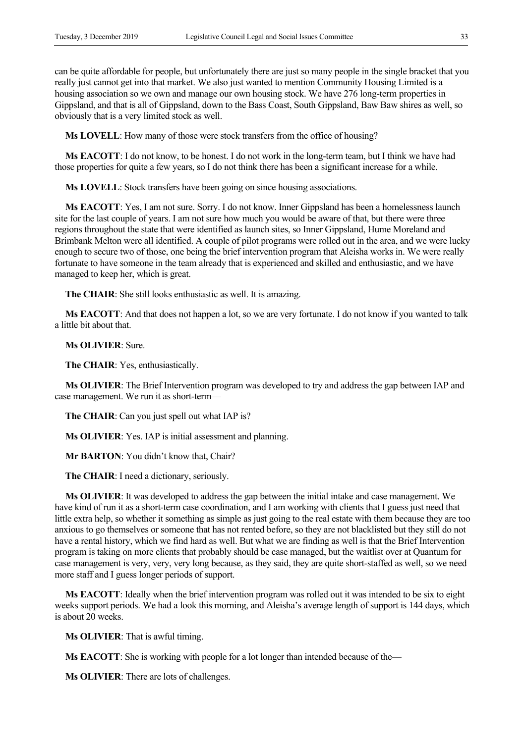can be quite affordable for people, but unfortunately there are just so many people in the single bracket that you really just cannot get into that market. We also just wanted to mention Community Housing Limited is a housing association so we own and manage our own housing stock. We have 276 long-term properties in Gippsland, and that is all of Gippsland, down to the Bass Coast, South Gippsland, Baw Baw shires as well, so obviously that is a very limited stock as well.

**Ms LOVELL**: How many of those were stock transfers from the office of housing?

**Ms EACOTT**: I do not know, to be honest. I do not work in the long-term team, but I think we have had those properties for quite a few years, so I do not think there has been a significant increase for a while.

**Ms LOVELL**: Stock transfers have been going on since housing associations.

**Ms EACOTT**: Yes, I am not sure. Sorry. I do not know. Inner Gippsland has been a homelessness launch site for the last couple of years. I am not sure how much you would be aware of that, but there were three regions throughout the state that were identified as launch sites, so Inner Gippsland, Hume Moreland and Brimbank Melton were all identified. A couple of pilot programs were rolled out in the area, and we were lucky enough to secure two of those, one being the brief intervention program that Aleisha works in. We were really fortunate to have someone in the team already that is experienced and skilled and enthusiastic, and we have managed to keep her, which is great.

**The CHAIR**: She still looks enthusiastic as well. It is amazing.

**Ms EACOTT**: And that does not happen a lot, so we are very fortunate. I do not know if you wanted to talk a little bit about that.

**Ms OLIVIER**: Sure.

**The CHAIR**: Yes, enthusiastically.

**Ms OLIVIER**: The Brief Intervention program was developed to try and address the gap between IAP and case management. We run it as short-term—

**The CHAIR**: Can you just spell out what IAP is?

**Ms OLIVIER**: Yes. IAP is initial assessment and planning.

**Mr BARTON**: You didn't know that, Chair?

**The CHAIR**: I need a dictionary, seriously.

**Ms OLIVIER**: It was developed to address the gap between the initial intake and case management. We have kind of run it as a short-term case coordination, and I am working with clients that I guess just need that little extra help, so whether it something as simple as just going to the real estate with them because they are too anxious to go themselves or someone that has not rented before, so they are not blacklisted but they still do not have a rental history, which we find hard as well. But what we are finding as well is that the Brief Intervention program is taking on more clients that probably should be case managed, but the waitlist over at Quantum for case management is very, very, very long because, as they said, they are quite short-staffed as well, so we need more staff and I guess longer periods of support.

**Ms EACOTT**: Ideally when the brief intervention program was rolled out it was intended to be six to eight weeks support periods. We had a look this morning, and Aleisha's average length of support is 144 days, which is about 20 weeks.

**Ms OLIVIER**: That is awful timing.

**Ms EACOTT**: She is working with people for a lot longer than intended because of the—

**Ms OLIVIER**: There are lots of challenges.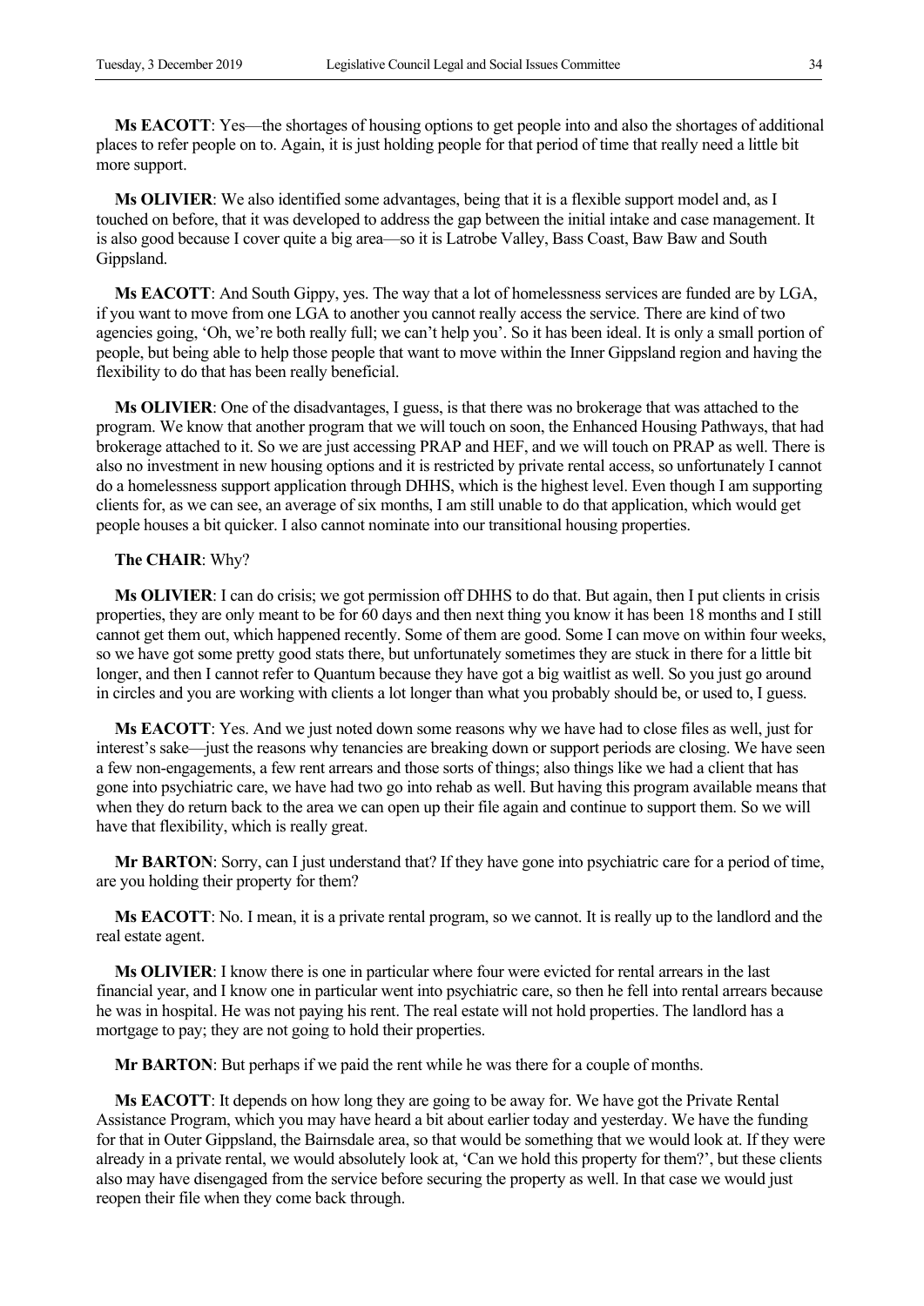**Ms EACOTT**: Yes—the shortages of housing options to get people into and also the shortages of additional places to refer people on to. Again, it is just holding people for that period of time that really need a little bit more support.

**Ms OLIVIER**: We also identified some advantages, being that it is a flexible support model and, as I touched on before, that it was developed to address the gap between the initial intake and case management. It is also good because I cover quite a big area—so it is Latrobe Valley, Bass Coast, Baw Baw and South Gippsland.

**Ms EACOTT**: And South Gippy, yes. The way that a lot of homelessness services are funded are by LGA, if you want to move from one LGA to another you cannot really access the service. There are kind of two agencies going, 'Oh, we're both really full; we can't help you'. So it has been ideal. It is only a small portion of people, but being able to help those people that want to move within the Inner Gippsland region and having the flexibility to do that has been really beneficial.

**Ms OLIVIER**: One of the disadvantages, I guess, is that there was no brokerage that was attached to the program. We know that another program that we will touch on soon, the Enhanced Housing Pathways, that had brokerage attached to it. So we are just accessing PRAP and HEF, and we will touch on PRAP as well. There is also no investment in new housing options and it is restricted by private rental access, so unfortunately I cannot do a homelessness support application through DHHS, which is the highest level. Even though I am supporting clients for, as we can see, an average of six months, I am still unable to do that application, which would get people houses a bit quicker. I also cannot nominate into our transitional housing properties.

**The CHAIR**: Why?

**Ms OLIVIER**: I can do crisis; we got permission off DHHS to do that. But again, then I put clients in crisis properties, they are only meant to be for 60 days and then next thing you know it has been 18 months and I still cannot get them out, which happened recently. Some of them are good. Some I can move on within four weeks, so we have got some pretty good stats there, but unfortunately sometimes they are stuck in there for a little bit longer, and then I cannot refer to Quantum because they have got a big waitlist as well. So you just go around in circles and you are working with clients a lot longer than what you probably should be, or used to, I guess.

**Ms EACOTT**: Yes. And we just noted down some reasons why we have had to close files as well, just for interest's sake—just the reasons why tenancies are breaking down or support periods are closing. We have seen a few non-engagements, a few rent arrears and those sorts of things; also things like we had a client that has gone into psychiatric care, we have had two go into rehab as well. But having this program available means that when they do return back to the area we can open up their file again and continue to support them. So we will have that flexibility, which is really great.

**Mr BARTON**: Sorry, can I just understand that? If they have gone into psychiatric care for a period of time, are you holding their property for them?

**Ms EACOTT**: No. I mean, it is a private rental program, so we cannot. It is really up to the landlord and the real estate agent.

**Ms OLIVIER**: I know there is one in particular where four were evicted for rental arrears in the last financial year, and I know one in particular went into psychiatric care, so then he fell into rental arrears because he was in hospital. He was not paying his rent. The real estate will not hold properties. The landlord has a mortgage to pay; they are not going to hold their properties.

**Mr BARTON**: But perhaps if we paid the rent while he was there for a couple of months.

**Ms EACOTT**: It depends on how long they are going to be away for. We have got the Private Rental Assistance Program, which you may have heard a bit about earlier today and yesterday. We have the funding for that in Outer Gippsland, the Bairnsdale area, so that would be something that we would look at. If they were already in a private rental, we would absolutely look at, 'Can we hold this property for them?', but these clients also may have disengaged from the service before securing the property as well. In that case we would just reopen their file when they come back through.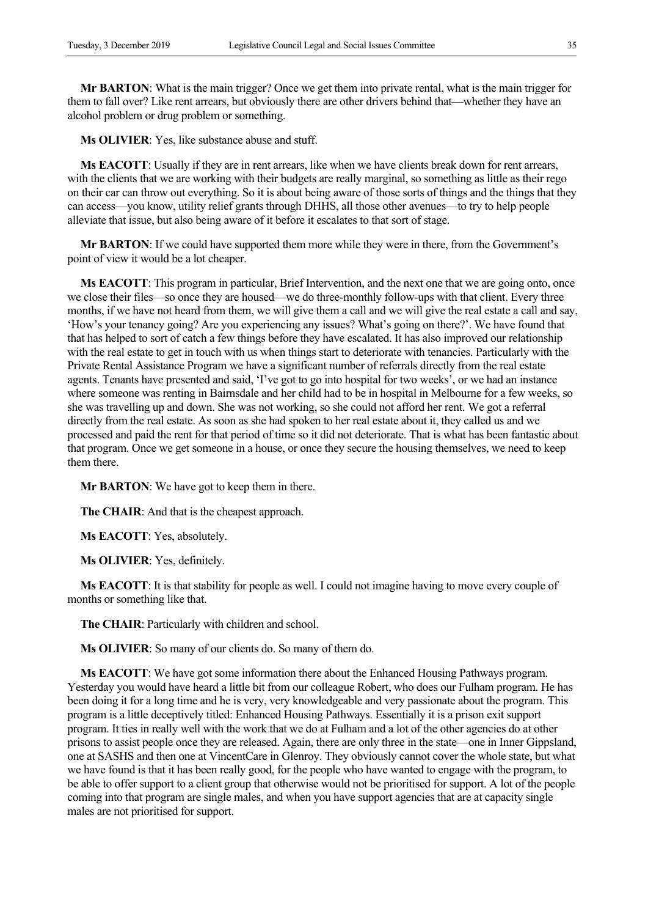**Mr BARTON**: What is the main trigger? Once we get them into private rental, what is the main trigger for them to fall over? Like rent arrears, but obviously there are other drivers behind that—whether they have an alcohol problem or drug problem or something.

**Ms OLIVIER**: Yes, like substance abuse and stuff.

**Ms EACOTT**: Usually if they are in rent arrears, like when we have clients break down for rent arrears, with the clients that we are working with their budgets are really marginal, so something as little as their rego on their car can throw out everything. So it is about being aware of those sorts of things and the things that they can access—you know, utility relief grants through DHHS, all those other avenues—to try to help people alleviate that issue, but also being aware of it before it escalates to that sort of stage.

**Mr BARTON**: If we could have supported them more while they were in there, from the Government's point of view it would be a lot cheaper.

**Ms EACOTT**: This program in particular, Brief Intervention, and the next one that we are going onto, once we close their files—so once they are housed—we do three-monthly follow-ups with that client. Every three months, if we have not heard from them, we will give them a call and we will give the real estate a call and say, 'How's your tenancy going? Are you experiencing any issues? What's going on there?'. We have found that that has helped to sort of catch a few things before they have escalated. It has also improved our relationship with the real estate to get in touch with us when things start to deteriorate with tenancies. Particularly with the Private Rental Assistance Program we have a significant number of referrals directly from the real estate agents. Tenants have presented and said, 'I've got to go into hospital for two weeks', or we had an instance where someone was renting in Bairnsdale and her child had to be in hospital in Melbourne for a few weeks, so she was travelling up and down. She was not working, so she could not afford her rent. We got a referral directly from the real estate. As soon as she had spoken to her real estate about it, they called us and we processed and paid the rent for that period of time so it did not deteriorate. That is what has been fantastic about that program. Once we get someone in a house, or once they secure the housing themselves, we need to keep them there.

**Mr BARTON**: We have got to keep them in there.

**The CHAIR**: And that is the cheapest approach.

**Ms EACOTT**: Yes, absolutely.

**Ms OLIVIER**: Yes, definitely.

**Ms EACOTT**: It is that stability for people as well. I could not imagine having to move every couple of months or something like that.

**The CHAIR**: Particularly with children and school.

**Ms OLIVIER**: So many of our clients do. So many of them do.

**Ms EACOTT**: We have got some information there about the Enhanced Housing Pathways program. Yesterday you would have heard a little bit from our colleague Robert, who does our Fulham program. He has been doing it for a long time and he is very, very knowledgeable and very passionate about the program. This program is a little deceptively titled: Enhanced Housing Pathways. Essentially it is a prison exit support program. It ties in really well with the work that we do at Fulham and a lot of the other agencies do at other prisons to assist people once they are released. Again, there are only three in the state—one in Inner Gippsland, one at SASHS and then one at VincentCare in Glenroy. They obviously cannot cover the whole state, but what we have found is that it has been really good, for the people who have wanted to engage with the program, to be able to offer support to a client group that otherwise would not be prioritised for support. A lot of the people coming into that program are single males, and when you have support agencies that are at capacity single males are not prioritised for support.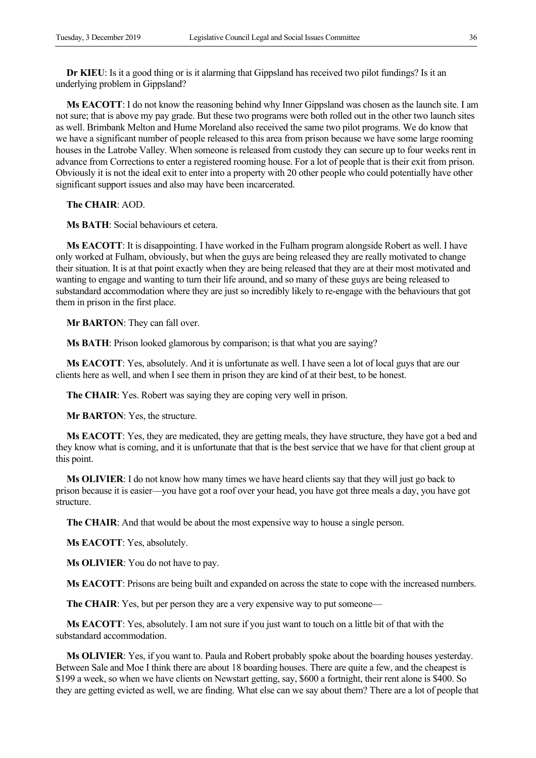**Dr KIEU**: Is it a good thing or is it alarming that Gippsland has received two pilot fundings? Is it an underlying problem in Gippsland?

**Ms EACOTT**: I do not know the reasoning behind why Inner Gippsland was chosen as the launch site. I am not sure; that is above my pay grade. But these two programs were both rolled out in the other two launch sites as well. Brimbank Melton and Hume Moreland also received the same two pilot programs. We do know that we have a significant number of people released to this area from prison because we have some large rooming houses in the Latrobe Valley. When someone is released from custody they can secure up to four weeks rent in advance from Corrections to enter a registered rooming house. For a lot of people that is their exit from prison. Obviously it is not the ideal exit to enter into a property with 20 other people who could potentially have other significant support issues and also may have been incarcerated.

**The CHAIR**: AOD.

**Ms BATH**: Social behaviours et cetera.

**Ms EACOTT**: It is disappointing. I have worked in the Fulham program alongside Robert as well. I have only worked at Fulham, obviously, but when the guys are being released they are really motivated to change their situation. It is at that point exactly when they are being released that they are at their most motivated and wanting to engage and wanting to turn their life around, and so many of these guys are being released to substandard accommodation where they are just so incredibly likely to re-engage with the behaviours that got them in prison in the first place.

**Mr BARTON**: They can fall over.

**Ms BATH**: Prison looked glamorous by comparison; is that what you are saying?

**Ms EACOTT**: Yes, absolutely. And it is unfortunate as well. I have seen a lot of local guys that are our clients here as well, and when I see them in prison they are kind of at their best, to be honest.

**The CHAIR**: Yes. Robert was saying they are coping very well in prison.

**Mr BARTON**: Yes, the structure.

**Ms EACOTT**: Yes, they are medicated, they are getting meals, they have structure, they have got a bed and they know what is coming, and it is unfortunate that that is the best service that we have for that client group at this point.

**Ms OLIVIER**: I do not know how many times we have heard clients say that they will just go back to prison because it is easier—you have got a roof over your head, you have got three meals a day, you have got structure.

**The CHAIR**: And that would be about the most expensive way to house a single person.

**Ms EACOTT**: Yes, absolutely.

**Ms OLIVIER**: You do not have to pay.

**Ms EACOTT**: Prisons are being built and expanded on across the state to cope with the increased numbers.

**The CHAIR**: Yes, but per person they are a very expensive way to put someone—

**Ms EACOTT**: Yes, absolutely. I am not sure if you just want to touch on a little bit of that with the substandard accommodation.

**Ms OLIVIER**: Yes, if you want to. Paula and Robert probably spoke about the boarding houses yesterday. Between Sale and Moe I think there are about 18 boarding houses. There are quite a few, and the cheapest is $199 a week, so when we have clients on Newstart getting, say, $600 a fortnight, their rent alone is $400. So they are getting evicted as well, we are finding. What else can we say about them? There are a lot of people that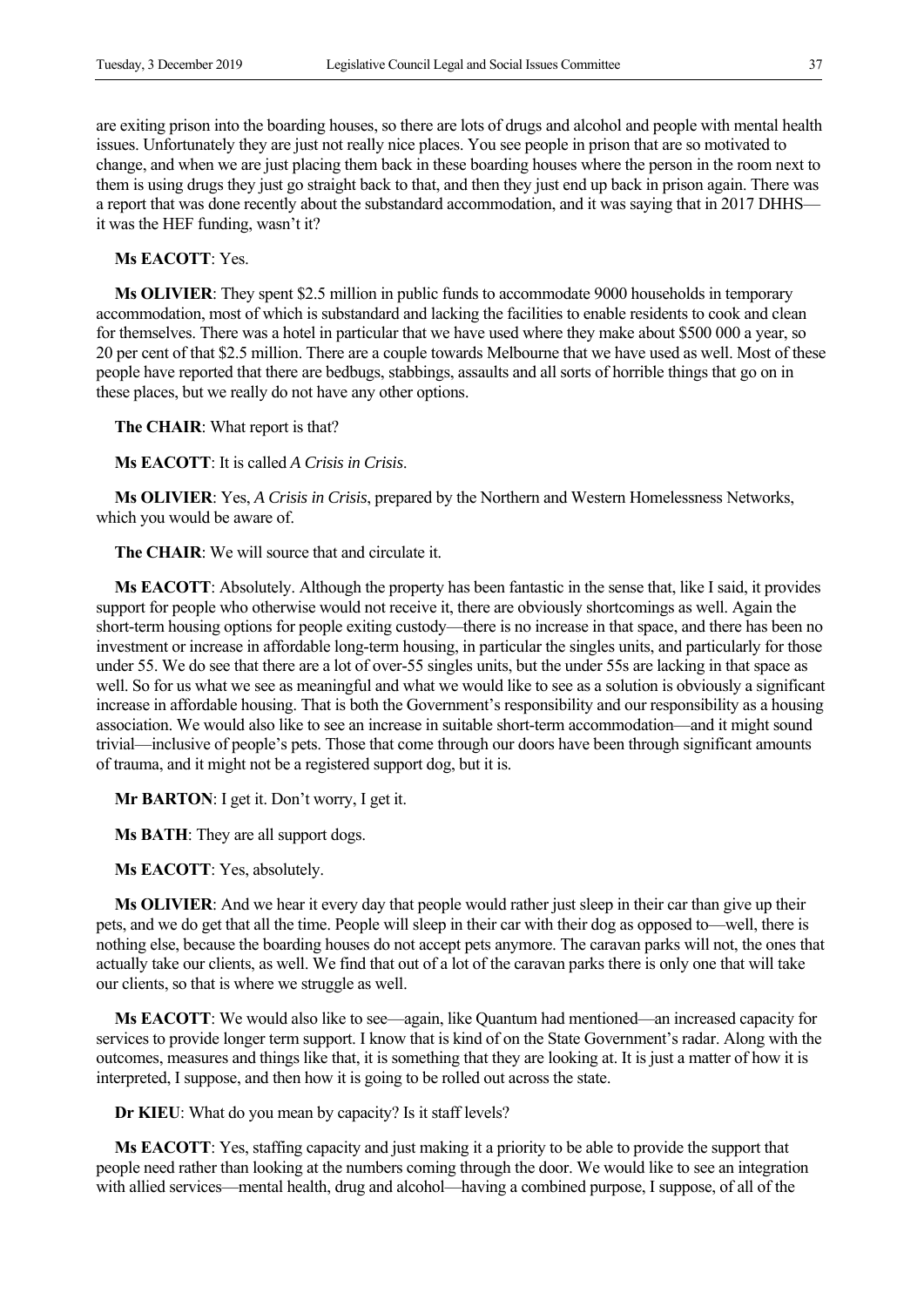are exiting prison into the boarding houses, so there are lots of drugs and alcohol and people with mental health issues. Unfortunately they are just not really nice places. You see people in prison that are so motivated to change, and when we are just placing them back in these boarding houses where the person in the room next to them is using drugs they just go straight back to that, and then they just end up back in prison again. There was a report that was done recently about the substandard accommodation, and it was saying that in 2017 DHHS—it was the HEF funding, wasn't it?

**Ms EACOTT**: Yes.

**Ms OLIVIER**: They spent $2.5 million in public funds to accommodate 9000 households in temporary accommodation, most of which is substandard and lacking the facilities to enable residents to cook and clean for themselves. There was a hotel in particular that we have used where they make about $500 000 a year, so 20 per cent of that $2.5 million. There are a couple towards Melbourne that we have used as well. Most of these people have reported that there are bedbugs, stabbings, assaults and all sorts of horrible things that go on in these places, but we really do not have any other options.

**The CHAIR**: What report is that?

**Ms EACOTT**: It is called *A Crisis in Crisis*.

**Ms OLIVIER**: Yes, *A Crisis in Crisis*, prepared by the Northern and Western Homelessness Networks, which you would be aware of.

**The CHAIR**: We will source that and circulate it.

**Ms EACOTT**: Absolutely. Although the property has been fantastic in the sense that, like I said, it provides support for people who otherwise would not receive it, there are obviously shortcomings as well. Again the short-term housing options for people exiting custody—there is no increase in that space, and there has been no investment or increase in affordable long-term housing, in particular the singles units, and particularly for those under 55. We do see that there are a lot of over-55 singles units, but the under 55s are lacking in that space as well. So for us what we see as meaningful and what we would like to see as a solution is obviously a significant increase in affordable housing. That is both the Government's responsibility and our responsibility as a housing association. We would also like to see an increase in suitable short-term accommodation—and it might sound trivial—inclusive of people's pets. Those that come through our doors have been through significant amounts of trauma, and it might not be a registered support dog, but it is.

**Mr BARTON**: I get it. Don't worry, I get it.

**Ms BATH**: They are all support dogs.

**Ms EACOTT**: Yes, absolutely.

**Ms OLIVIER**: And we hear it every day that people would rather just sleep in their car than give up their pets, and we do get that all the time. People will sleep in their car with their dog as opposed to—well, there is nothing else, because the boarding houses do not accept pets anymore. The caravan parks will not, the ones that actually take our clients, as well. We find that out of a lot of the caravan parks there is only one that will take our clients, so that is where we struggle as well.

**Ms EACOTT**: We would also like to see—again, like Quantum had mentioned—an increased capacity for services to provide longer term support. I know that is kind of on the State Government's radar. Along with the outcomes, measures and things like that, it is something that they are looking at. It is just a matter of how it is interpreted, I suppose, and then how it is going to be rolled out across the state.

**Dr KIEU**: What do you mean by capacity? Is it staff levels?

**Ms EACOTT**: Yes, staffing capacity and just making it a priority to be able to provide the support that people need rather than looking at the numbers coming through the door. We would like to see an integration with allied services—mental health, drug and alcohol—having a combined purpose, I suppose, of all of the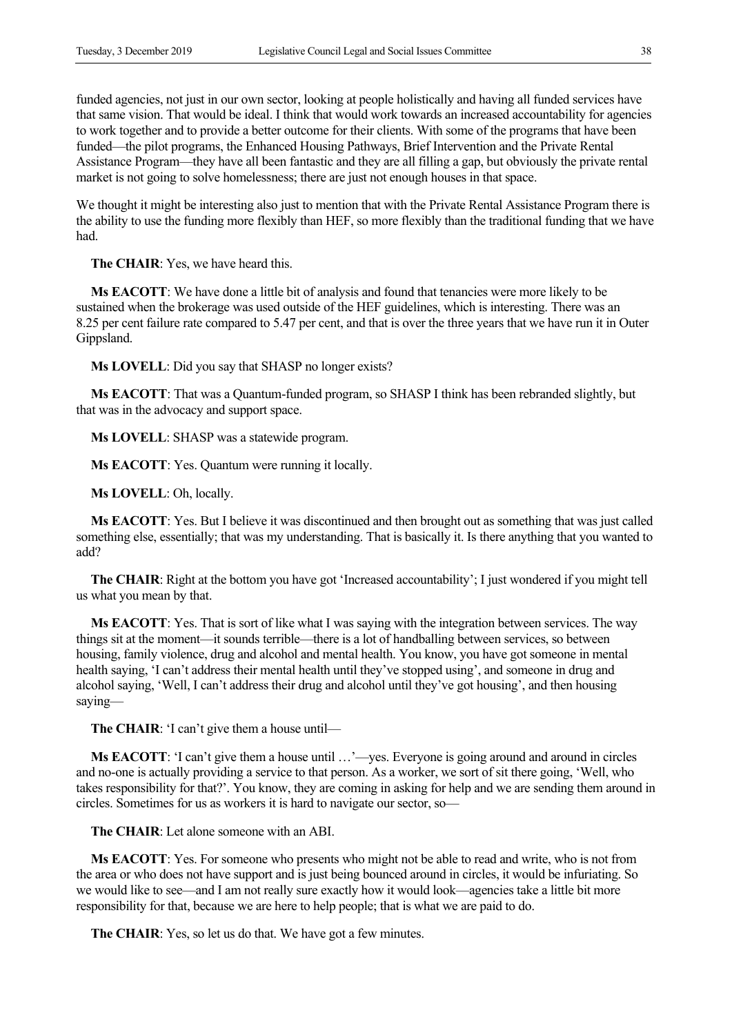funded agencies, not just in our own sector, looking at people holistically and having all funded services have that same vision. That would be ideal. I think that would work towards an increased accountability for agencies to work together and to provide a better outcome for their clients. With some of the programs that have been funded—the pilot programs, the Enhanced Housing Pathways, Brief Intervention and the Private Rental Assistance Program—they have all been fantastic and they are all filling a gap, but obviously the private rental market is not going to solve homelessness; there are just not enough houses in that space.

We thought it might be interesting also just to mention that with the Private Rental Assistance Program there is the ability to use the funding more flexibly than HEF, so more flexibly than the traditional funding that we have had.

**The CHAIR**: Yes, we have heard this.

**Ms EACOTT**: We have done a little bit of analysis and found that tenancies were more likely to be sustained when the brokerage was used outside of the HEF guidelines, which is interesting. There was an 8.25 per cent failure rate compared to 5.47 per cent, and that is over the three years that we have run it in Outer Gippsland.

**Ms LOVELL**: Did you say that SHASP no longer exists?

**Ms EACOTT**: That was a Quantum-funded program, so SHASP I think has been rebranded slightly, but that was in the advocacy and support space.

**Ms LOVELL**: SHASP was a statewide program.

**Ms EACOTT**: Yes. Quantum were running it locally.

**Ms LOVELL**: Oh, locally.

**Ms EACOTT**: Yes. But I believe it was discontinued and then brought out as something that was just called something else, essentially; that was my understanding. That is basically it. Is there anything that you wanted to add?

**The CHAIR**: Right at the bottom you have got 'Increased accountability'; I just wondered if you might tell us what you mean by that.

**Ms EACOTT**: Yes. That is sort of like what I was saying with the integration between services. The way things sit at the moment—it sounds terrible—there is a lot of handballing between services, so between housing, family violence, drug and alcohol and mental health. You know, you have got someone in mental health saying, 'I can't address their mental health until they've stopped using', and someone in drug and alcohol saying, 'Well, I can't address their drug and alcohol until they've got housing', and then housing saying—

**The CHAIR**: 'I can't give them a house until—

**Ms EACOTT**: 'I can't give them a house until …'—yes. Everyone is going around and around in circles and no-one is actually providing a service to that person. As a worker, we sort of sit there going, 'Well, who takes responsibility for that?'. You know, they are coming in asking for help and we are sending them around in circles. Sometimes for us as workers it is hard to navigate our sector, so—

**The CHAIR**: Let alone someone with an ABI.

**Ms EACOTT**: Yes. For someone who presents who might not be able to read and write, who is not from the area or who does not have support and is just being bounced around in circles, it would be infuriating. So we would like to see—and I am not really sure exactly how it would look—agencies take a little bit more responsibility for that, because we are here to help people; that is what we are paid to do.

**The CHAIR**: Yes, so let us do that. We have got a few minutes.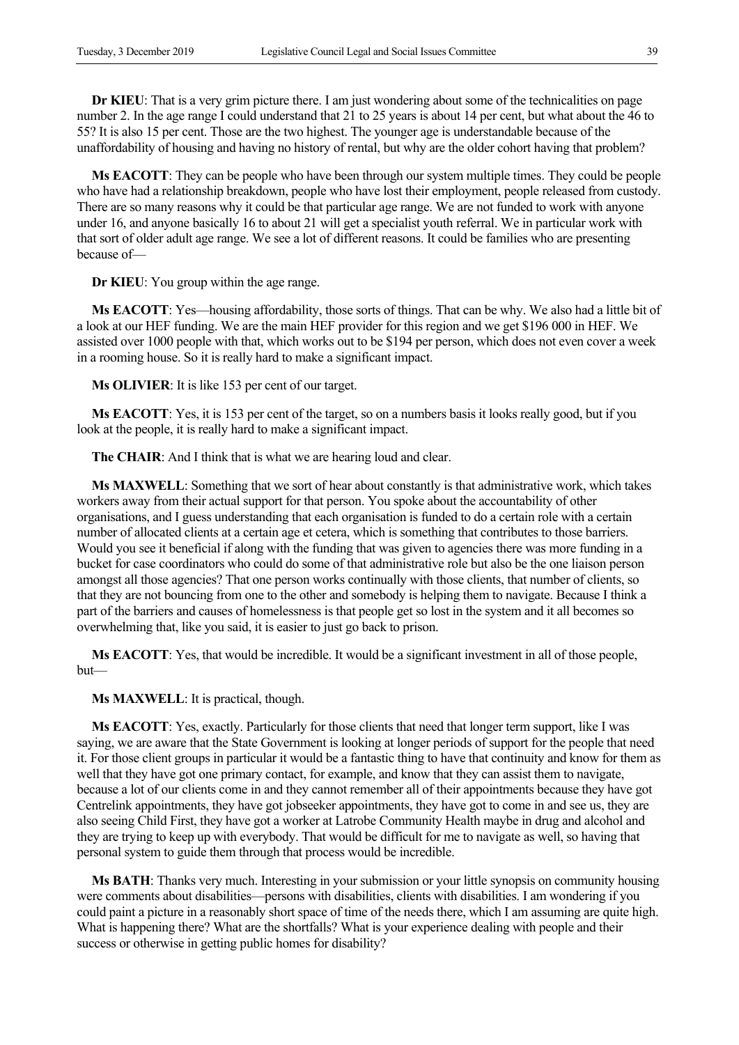**Dr KIEU**: That is a very grim picture there. I am just wondering about some of the technicalities on page number 2. In the age range I could understand that 21 to 25 years is about 14 per cent, but what about the 46 to 55? It is also 15 per cent. Those are the two highest. The younger age is understandable because of the unaffordability of housing and having no history of rental, but why are the older cohort having that problem?

**Ms EACOTT**: They can be people who have been through our system multiple times. They could be people who have had a relationship breakdown, people who have lost their employment, people released from custody. There are so many reasons why it could be that particular age range. We are not funded to work with anyone under 16, and anyone basically 16 to about 21 will get a specialist youth referral. We in particular work with that sort of older adult age range. We see a lot of different reasons. It could be families who are presenting because of—

**Dr KIEU**: You group within the age range.

**Ms EACOTT**: Yes—housing affordability, those sorts of things. That can be why. We also had a little bit of a look at our HEF funding. We are the main HEF provider for this region and we get $196 000 in HEF. We assisted over 1000 people with that, which works out to be $194 per person, which does not even cover a week in a rooming house. So it is really hard to make a significant impact.

**Ms OLIVIER**: It is like 153 per cent of our target.

**Ms EACOTT**: Yes, it is 153 per cent of the target, so on a numbers basis it looks really good, but if you look at the people, it is really hard to make a significant impact.

**The CHAIR**: And I think that is what we are hearing loud and clear.

**Ms MAXWELL**: Something that we sort of hear about constantly is that administrative work, which takes workers away from their actual support for that person. You spoke about the accountability of other organisations, and I guess understanding that each organisation is funded to do a certain role with a certain number of allocated clients at a certain age et cetera, which is something that contributes to those barriers. Would you see it beneficial if along with the funding that was given to agencies there was more funding in a bucket for case coordinators who could do some of that administrative role but also be the one liaison person amongst all those agencies? That one person works continually with those clients, that number of clients, so that they are not bouncing from one to the other and somebody is helping them to navigate. Because I think a part of the barriers and causes of homelessness is that people get so lost in the system and it all becomes so overwhelming that, like you said, it is easier to just go back to prison.

**Ms EACOTT**: Yes, that would be incredible. It would be a significant investment in all of those people, but—

**Ms MAXWELL**: It is practical, though.

**Ms EACOTT**: Yes, exactly. Particularly for those clients that need that longer term support, like I was saying, we are aware that the State Government is looking at longer periods of support for the people that need it. For those client groups in particular it would be a fantastic thing to have that continuity and know for them as well that they have got one primary contact, for example, and know that they can assist them to navigate, because a lot of our clients come in and they cannot remember all of their appointments because they have got Centrelink appointments, they have got jobseeker appointments, they have got to come in and see us, they are also seeing Child First, they have got a worker at Latrobe Community Health maybe in drug and alcohol and they are trying to keep up with everybody. That would be difficult for me to navigate as well, so having that personal system to guide them through that process would be incredible.

**Ms BATH**: Thanks very much. Interesting in your submission or your little synopsis on community housing were comments about disabilities—persons with disabilities, clients with disabilities. I am wondering if you could paint a picture in a reasonably short space of time of the needs there, which I am assuming are quite high. What is happening there? What are the shortfalls? What is your experience dealing with people and their success or otherwise in getting public homes for disability?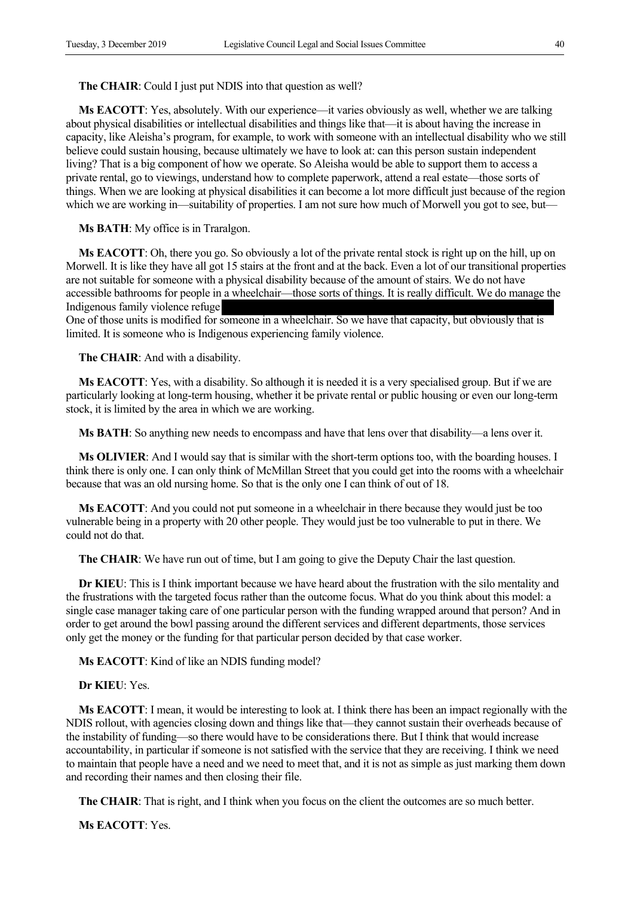**The CHAIR**: Could I just put NDIS into that question as well?

**Ms EACOTT**: Yes, absolutely. With our experience—it varies obviously as well, whether we are talking about physical disabilities or intellectual disabilities and things like that—it is about having the increase in capacity, like Aleisha's program, for example, to work with someone with an intellectual disability who we still believe could sustain housing, because ultimately we have to look at: can this person sustain independent living? That is a big component of how we operate. So Aleisha would be able to support them to access a private rental, go to viewings, understand how to complete paperwork, attend a real estate—those sorts of things. When we are looking at physical disabilities it can become a lot more difficult just because of the region which we are working in—suitability of properties. I am not sure how much of Morwell you got to see, but—

**Ms BATH**: My office is in Traralgon.

**Ms EACOTT**: Oh, there you go. So obviously a lot of the private rental stock is right up on the hill, up on Morwell. It is like they have all got 15 stairs at the front and at the back. Even a lot of our transitional properties are not suitable for someone with a physical disability because of the amount of stairs. We do not have accessible bathrooms for people in a wheelchair—those sorts of things. It is really difficult. We do manage the Indigenous family violence refuge 
One of those units is modified for someone in a wheelchair. So we have that capacity, but obviously that is limited. It is someone who is Indigenous experiencing family violence.

**The CHAIR**: And with a disability.

**Ms EACOTT**: Yes, with a disability. So although it is needed it is a very specialised group. But if we are particularly looking at long-term housing, whether it be private rental or public housing or even our long-term stock, it is limited by the area in which we are working.

**Ms BATH**: So anything new needs to encompass and have that lens over that disability—a lens over it.

**Ms OLIVIER**: And I would say that is similar with the short-term options too, with the boarding houses. I think there is only one. I can only think of McMillan Street that you could get into the rooms with a wheelchair because that was an old nursing home. So that is the only one I can think of out of 18.

**Ms EACOTT**: And you could not put someone in a wheelchair in there because they would just be too vulnerable being in a property with 20 other people. They would just be too vulnerable to put in there. We could not do that.

**The CHAIR**: We have run out of time, but I am going to give the Deputy Chair the last question.

**Dr KIEU**: This is I think important because we have heard about the frustration with the silo mentality and the frustrations with the targeted focus rather than the outcome focus. What do you think about this model: a single case manager taking care of one particular person with the funding wrapped around that person? And in order to get around the bowl passing around the different services and different departments, those services only get the money or the funding for that particular person decided by that case worker.

**Ms EACOTT**: Kind of like an NDIS funding model?

**Dr KIEU**: Yes.

**Ms EACOTT**: I mean, it would be interesting to look at. I think there has been an impact regionally with the NDIS rollout, with agencies closing down and things like that—they cannot sustain their overheads because of the instability of funding—so there would have to be considerations there. But I think that would increase accountability, in particular if someone is not satisfied with the service that they are receiving. I think we need to maintain that people have a need and we need to meet that, and it is not as simple as just marking them down and recording their names and then closing their file.

**The CHAIR**: That is right, and I think when you focus on the client the outcomes are so much better.

**Ms EACOTT**: Yes.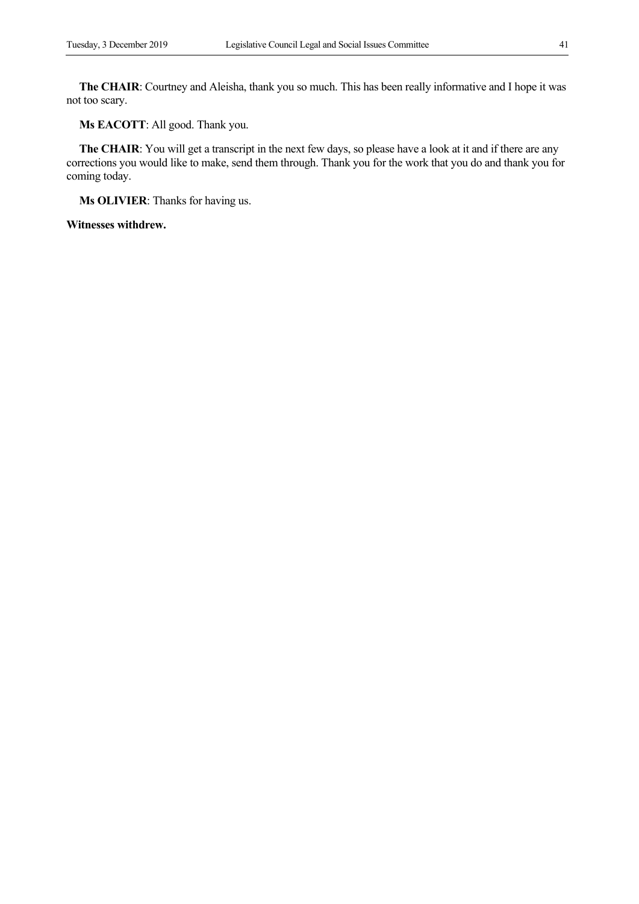**The CHAIR**: Courtney and Aleisha, thank you so much. This has been really informative and I hope it was not too scary.

**Ms EACOTT**: All good. Thank you.

**The CHAIR**: You will get a transcript in the next few days, so please have a look at it and if there are any corrections you would like to make, send them through. Thank you for the work that you do and thank you for coming today.

**Ms OLIVIER**: Thanks for having us.

**Witnesses withdrew.**